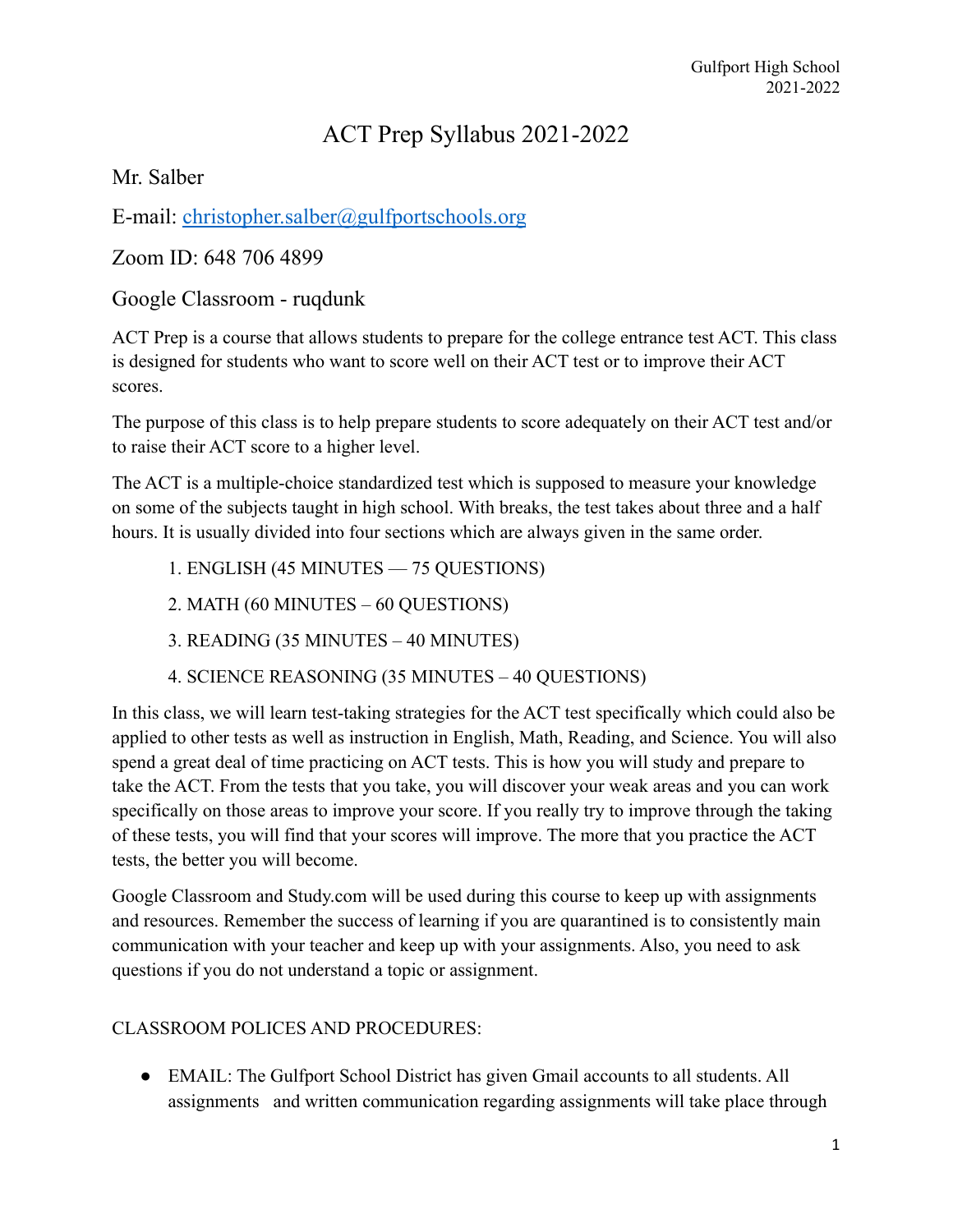Gulfport High School
2021-2022

# ACT Prep Syllabus 2021-2022

Mr. Salber

E-mail: [christopher.salber@gulfportschools.org](mailto:christopher.salber@gulfportschools.org)

Zoom ID: 648 706 4899

Google Classroom - ruqdunk

ACT Prep is a course that allows students to prepare for the college entrance test ACT. This class is designed for students who want to score well on their ACT test or to improve their ACT scores.

The purpose of this class is to help prepare students to score adequately on their ACT test and/or to raise their ACT score to a higher level.

The ACT is a multiple-choice standardized test which is supposed to measure your knowledge on some of the subjects taught in high school. With breaks, the test takes about three and a half hours. It is usually divided into four sections which are always given in the same order.

1. ENGLISH (45 MINUTES — 75 QUESTIONS)
2. MATH (60 MINUTES – 60 QUESTIONS)
3. READING (35 MINUTES – 40 MINUTES)
4. SCIENCE REASONING (35 MINUTES – 40 QUESTIONS)

In this class, we will learn test-taking strategies for the ACT test specifically which could also be applied to other tests as well as instruction in English, Math, Reading, and Science. You will also spend a great deal of time practicing on ACT tests. This is how you will study and prepare to take the ACT. From the tests that you take, you will discover your weak areas and you can work specifically on those areas to improve your score. If you really try to improve through the taking of these tests, you will find that your scores will improve. The more that you practice the ACT tests, the better you will become.

Google Classroom and Study.com will be used during this course to keep up with assignments and resources. Remember the success of learning if you are quarantined is to consistently main communication with your teacher and keep up with your assignments. Also, you need to ask questions if you do not understand a topic or assignment.

CLASSROOM POLICES AND PROCEDURES:

- EMAIL: The Gulfport School District has given Gmail accounts to all students. All assignments and written communication regarding assignments will take place through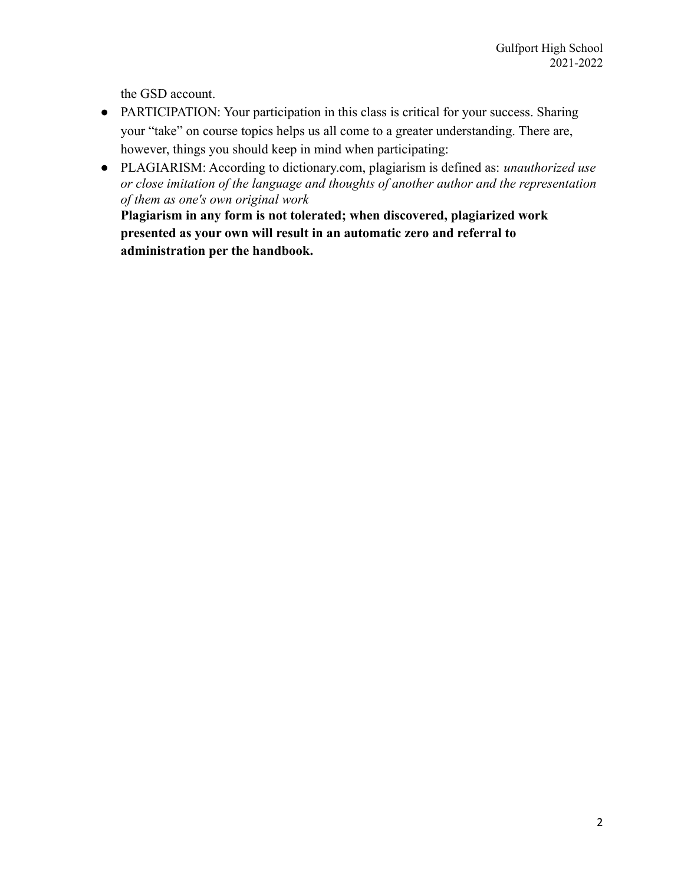the GSD account.

- PARTICIPATION: Your participation in this class is critical for your success. Sharing your "take" on course topics helps us all come to a greater understanding. There are, however, things you should keep in mind when participating:
- PLAGIARISM: According to dictionary.com, plagiarism is defined as: *unauthorized use or close imitation of the language and thoughts of another author and the representation of them as one's own original work*

  **Plagiarism in any form is not tolerated; when discovered, plagiarized work presented as your own will result in an automatic zero and referral to administration per the handbook.**